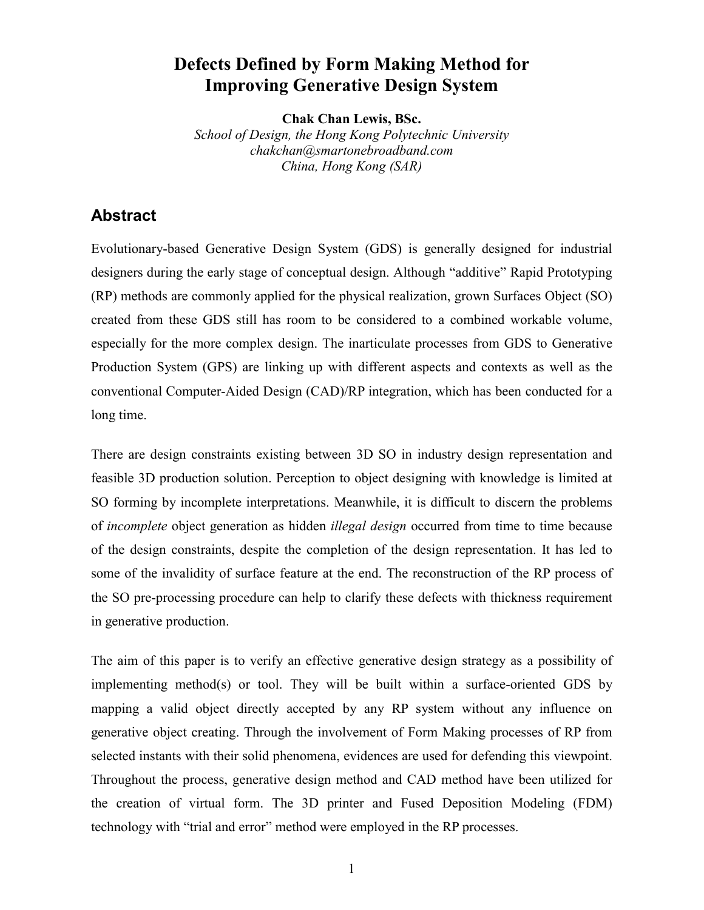# Defects Defined by Form Making Method for Improving Generative Design System

**Chak Chan Lewis, BSc.**
*School of Design, the Hong Kong Polytechnic University*
*chakchan@smartonebroadband.com*
*China, Hong Kong (SAR)*

## Abstract

Evolutionary-based Generative Design System (GDS) is generally designed for industrial designers during the early stage of conceptual design. Although "additive" Rapid Prototyping (RP) methods are commonly applied for the physical realization, grown Surfaces Object (SO) created from these GDS still has room to be considered to a combined workable volume, especially for the more complex design. The inarticulate processes from GDS to Generative Production System (GPS) are linking up with different aspects and contexts as well as the conventional Computer-Aided Design (CAD)/RP integration, which has been conducted for a long time.

There are design constraints existing between 3D SO in industry design representation and feasible 3D production solution. Perception to object designing with knowledge is limited at SO forming by incomplete interpretations. Meanwhile, it is difficult to discern the problems of *incomplete* object generation as hidden *illegal design* occurred from time to time because of the design constraints, despite the completion of the design representation. It has led to some of the invalidity of surface feature at the end. The reconstruction of the RP process of the SO pre-processing procedure can help to clarify these defects with thickness requirement in generative production.

The aim of this paper is to verify an effective generative design strategy as a possibility of implementing method(s) or tool. They will be built within a surface-oriented GDS by mapping a valid object directly accepted by any RP system without any influence on generative object creating. Through the involvement of Form Making processes of RP from selected instants with their solid phenomena, evidences are used for defending this viewpoint. Throughout the process, generative design method and CAD method have been utilized for the creation of virtual form. The 3D printer and Fused Deposition Modeling (FDM) technology with "trial and error" method were employed in the RP processes.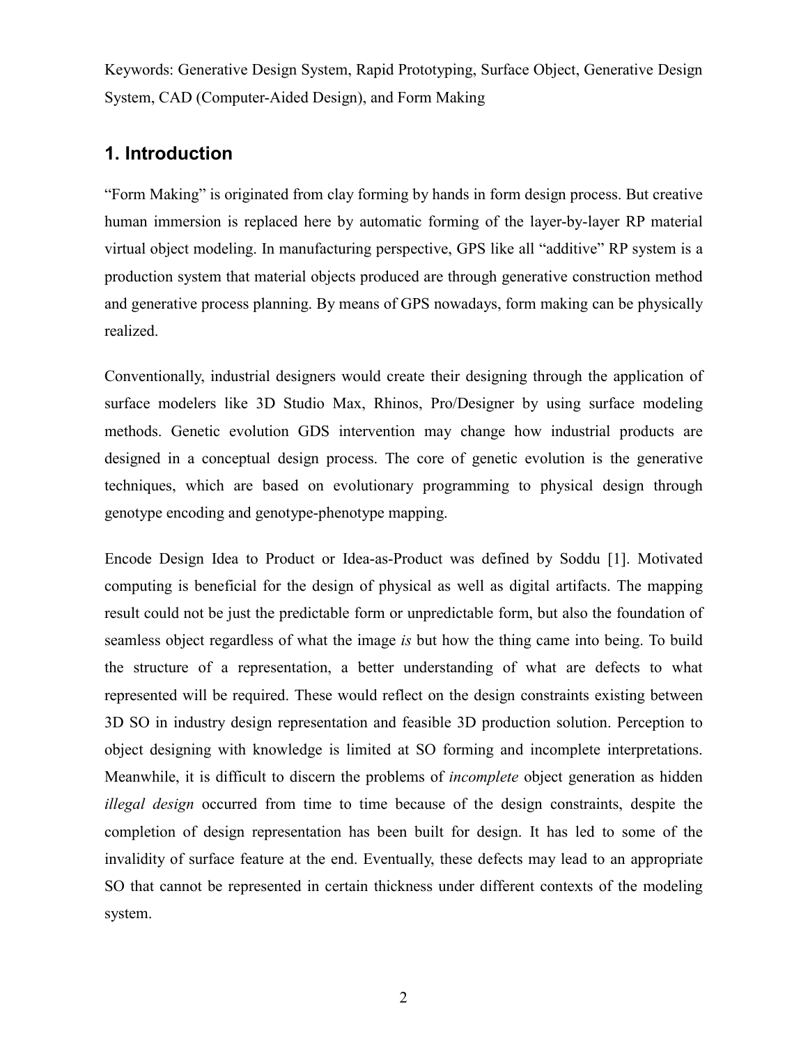Keywords: Generative Design System, Rapid Prototyping, Surface Object, Generative Design System, CAD (Computer-Aided Design), and Form Making

## 1. Introduction

"Form Making" is originated from clay forming by hands in form design process. But creative human immersion is replaced here by automatic forming of the layer-by-layer RP material virtual object modeling. In manufacturing perspective, GPS like all "additive" RP system is a production system that material objects produced are through generative construction method and generative process planning. By means of GPS nowadays, form making can be physically realized.

Conventionally, industrial designers would create their designing through the application of surface modelers like 3D Studio Max, Rhinos, Pro/Designer by using surface modeling methods. Genetic evolution GDS intervention may change how industrial products are designed in a conceptual design process. The core of genetic evolution is the generative techniques, which are based on evolutionary programming to physical design through genotype encoding and genotype-phenotype mapping.

Encode Design Idea to Product or Idea-as-Product was defined by Soddu [1]. Motivated computing is beneficial for the design of physical as well as digital artifacts. The mapping result could not be just the predictable form or unpredictable form, but also the foundation of seamless object regardless of what the image *is* but how the thing came into being. To build the structure of a representation, a better understanding of what are defects to what represented will be required. These would reflect on the design constraints existing between 3D SO in industry design representation and feasible 3D production solution. Perception to object designing with knowledge is limited at SO forming and incomplete interpretations. Meanwhile, it is difficult to discern the problems of *incomplete* object generation as hidden *illegal design* occurred from time to time because of the design constraints, despite the completion of design representation has been built for design. It has led to some of the invalidity of surface feature at the end. Eventually, these defects may lead to an appropriate SO that cannot be represented in certain thickness under different contexts of the modeling system.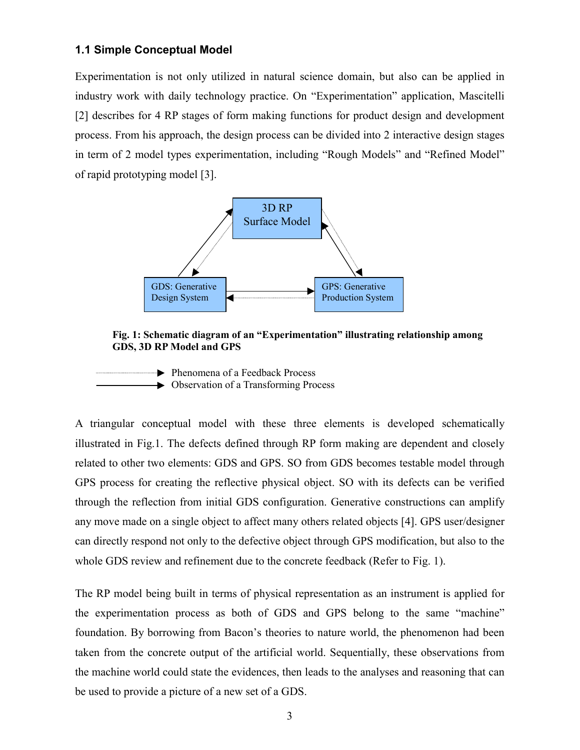### 1.1 Simple Conceptual Model

Experimentation is not only utilized in natural science domain, but also can be applied in industry work with daily technology practice. On "Experimentation" application, Mascitelli [2] describes for 4 RP stages of form making functions for product design and development process. From his approach, the design process can be divided into 2 interactive design stages in term of 2 model types experimentation, including "Rough Models" and "Refined Model" of rapid prototyping model [3].

3D RP Surface Model

GDS: Generative Design System

GPS: Generative Production System

**Fig. 1: Schematic diagram of an "Experimentation" illustrating relationship among GDS, 3D RP Model and GPS**

Phenomena of a Feedback Process (dotted arrow)
Observation of a Transforming Process (solid arrow)

A triangular conceptual model with these three elements is developed schematically illustrated in Fig.1. The defects defined through RP form making are dependent and closely related to other two elements: GDS and GPS. SO from GDS becomes testable model through GPS process for creating the reflective physical object. SO with its defects can be verified through the reflection from initial GDS configuration. Generative constructions can amplify any move made on a single object to affect many others related objects [4]. GPS user/designer can directly respond not only to the defective object through GPS modification, but also to the whole GDS review and refinement due to the concrete feedback (Refer to Fig. 1).

The RP model being built in terms of physical representation as an instrument is applied for the experimentation process as both of GDS and GPS belong to the same "machine" foundation. By borrowing from Bacon's theories to nature world, the phenomenon had been taken from the concrete output of the artificial world. Sequentially, these observations from the machine world could state the evidences, then leads to the analyses and reasoning that can be used to provide a picture of a new set of a GDS.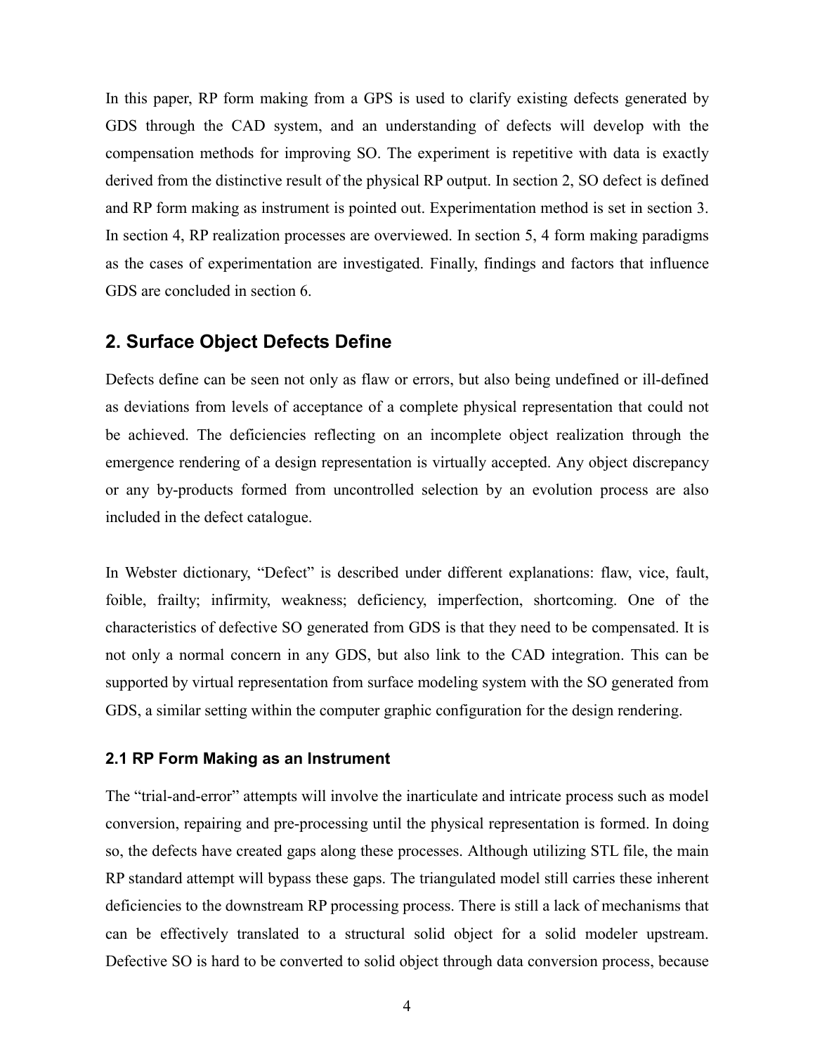In this paper, RP form making from a GPS is used to clarify existing defects generated by GDS through the CAD system, and an understanding of defects will develop with the compensation methods for improving SO. The experiment is repetitive with data is exactly derived from the distinctive result of the physical RP output. In section 2, SO defect is defined and RP form making as instrument is pointed out. Experimentation method is set in section 3. In section 4, RP realization processes are overviewed. In section 5, 4 form making paradigms as the cases of experimentation are investigated. Finally, findings and factors that influence GDS are concluded in section 6.

## 2. Surface Object Defects Define

Defects define can be seen not only as flaw or errors, but also being undefined or ill-defined as deviations from levels of acceptance of a complete physical representation that could not be achieved. The deficiencies reflecting on an incomplete object realization through the emergence rendering of a design representation is virtually accepted. Any object discrepancy or any by-products formed from uncontrolled selection by an evolution process are also included in the defect catalogue.

In Webster dictionary, "Defect" is described under different explanations: flaw, vice, fault, foible, frailty; infirmity, weakness; deficiency, imperfection, shortcoming. One of the characteristics of defective SO generated from GDS is that they need to be compensated. It is not only a normal concern in any GDS, but also link to the CAD integration. This can be supported by virtual representation from surface modeling system with the SO generated from GDS, a similar setting within the computer graphic configuration for the design rendering.

### 2.1 RP Form Making as an Instrument

The "trial-and-error" attempts will involve the inarticulate and intricate process such as model conversion, repairing and pre-processing until the physical representation is formed. In doing so, the defects have created gaps along these processes. Although utilizing STL file, the main RP standard attempt will bypass these gaps. The triangulated model still carries these inherent deficiencies to the downstream RP processing process. There is still a lack of mechanisms that can be effectively translated to a structural solid object for a solid modeler upstream. Defective SO is hard to be converted to solid object through data conversion process, because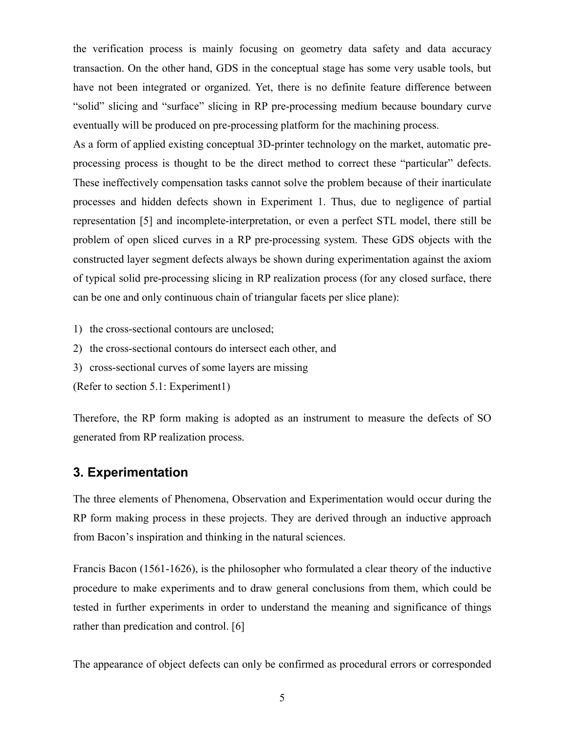the verification process is mainly focusing on geometry data safety and data accuracy transaction. On the other hand, GDS in the conceptual stage has some very usable tools, but have not been integrated or organized. Yet, there is no definite feature difference between "solid" slicing and "surface" slicing in RP pre-processing medium because boundary curve eventually will be produced on pre-processing platform for the machining process.

As a form of applied existing conceptual 3D-printer technology on the market, automatic pre-processing process is thought to be the direct method to correct these "particular" defects. These ineffectively compensation tasks cannot solve the problem because of their inarticulate processes and hidden defects shown in Experiment 1. Thus, due to negligence of partial representation [5] and incomplete-interpretation, or even a perfect STL model, there still be problem of open sliced curves in a RP pre-processing system. These GDS objects with the constructed layer segment defects always be shown during experimentation against the axiom of typical solid pre-processing slicing in RP realization process (for any closed surface, there can be one and only continuous chain of triangular facets per slice plane):

1) the cross-sectional contours are unclosed;
2) the cross-sectional contours do intersect each other, and
3) cross-sectional curves of some layers are missing

(Refer to section 5.1: Experiment1)

Therefore, the RP form making is adopted as an instrument to measure the defects of SO generated from RP realization process.

## 3. Experimentation

The three elements of Phenomena, Observation and Experimentation would occur during the RP form making process in these projects. They are derived through an inductive approach from Bacon's inspiration and thinking in the natural sciences.

Francis Bacon (1561-1626), is the philosopher who formulated a clear theory of the inductive procedure to make experiments and to draw general conclusions from them, which could be tested in further experiments in order to understand the meaning and significance of things rather than predication and control. [6]

The appearance of object defects can only be confirmed as procedural errors or corresponded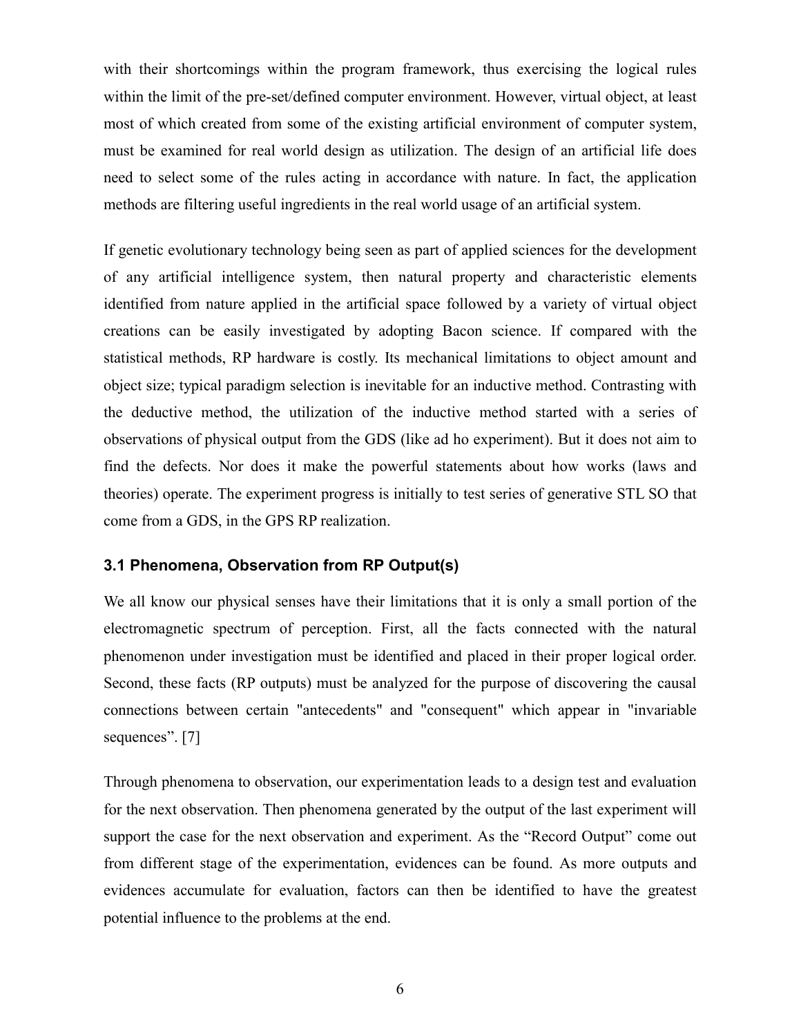with their shortcomings within the program framework, thus exercising the logical rules within the limit of the pre-set/defined computer environment. However, virtual object, at least most of which created from some of the existing artificial environment of computer system, must be examined for real world design as utilization. The design of an artificial life does need to select some of the rules acting in accordance with nature. In fact, the application methods are filtering useful ingredients in the real world usage of an artificial system.

If genetic evolutionary technology being seen as part of applied sciences for the development of any artificial intelligence system, then natural property and characteristic elements identified from nature applied in the artificial space followed by a variety of virtual object creations can be easily investigated by adopting Bacon science. If compared with the statistical methods, RP hardware is costly. Its mechanical limitations to object amount and object size; typical paradigm selection is inevitable for an inductive method. Contrasting with the deductive method, the utilization of the inductive method started with a series of observations of physical output from the GDS (like ad ho experiment). But it does not aim to find the defects. Nor does it make the powerful statements about how works (laws and theories) operate. The experiment progress is initially to test series of generative STL SO that come from a GDS, in the GPS RP realization.

### 3.1 Phenomena, Observation from RP Output(s)

We all know our physical senses have their limitations that it is only a small portion of the electromagnetic spectrum of perception. First, all the facts connected with the natural phenomenon under investigation must be identified and placed in their proper logical order. Second, these facts (RP outputs) must be analyzed for the purpose of discovering the causal connections between certain "antecedents" and "consequent" which appear in "invariable sequences". [7]

Through phenomena to observation, our experimentation leads to a design test and evaluation for the next observation. Then phenomena generated by the output of the last experiment will support the case for the next observation and experiment. As the "Record Output" come out from different stage of the experimentation, evidences can be found. As more outputs and evidences accumulate for evaluation, factors can then be identified to have the greatest potential influence to the problems at the end.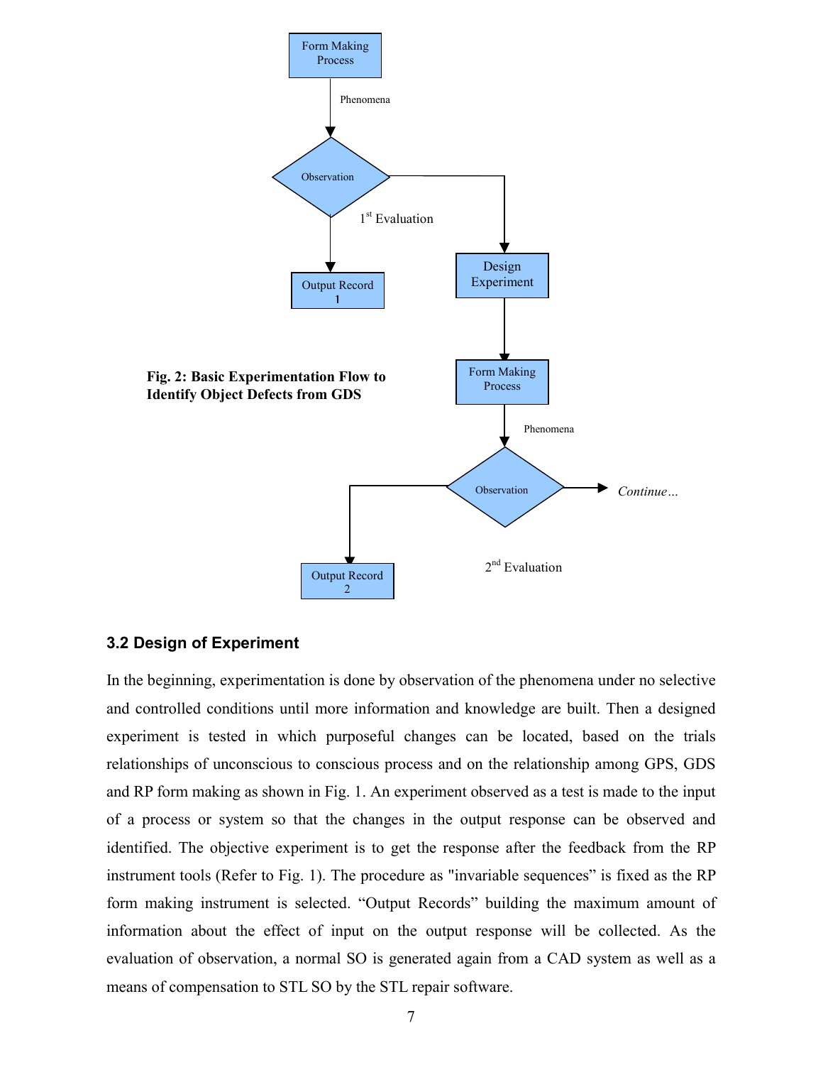Fig. 2: Basic Experimentation Flow to Identify Object Defects from GDS

### 3.2 Design of Experiment

In the beginning, experimentation is done by observation of the phenomena under no selective and controlled conditions until more information and knowledge are built. Then a designed experiment is tested in which purposeful changes can be located, based on the trials relationships of unconscious to conscious process and on the relationship among GPS, GDS and RP form making as shown in Fig. 1. An experiment observed as a test is made to the input of a process or system so that the changes in the output response can be observed and identified. The objective experiment is to get the response after the feedback from the RP instrument tools (Refer to Fig. 1). The procedure as "invariable sequences" is fixed as the RP form making instrument is selected. "Output Records" building the maximum amount of information about the effect of input on the output response will be collected. As the evaluation of observation, a normal SO is generated again from a CAD system as well as a means of compensation to STL SO by the STL repair software.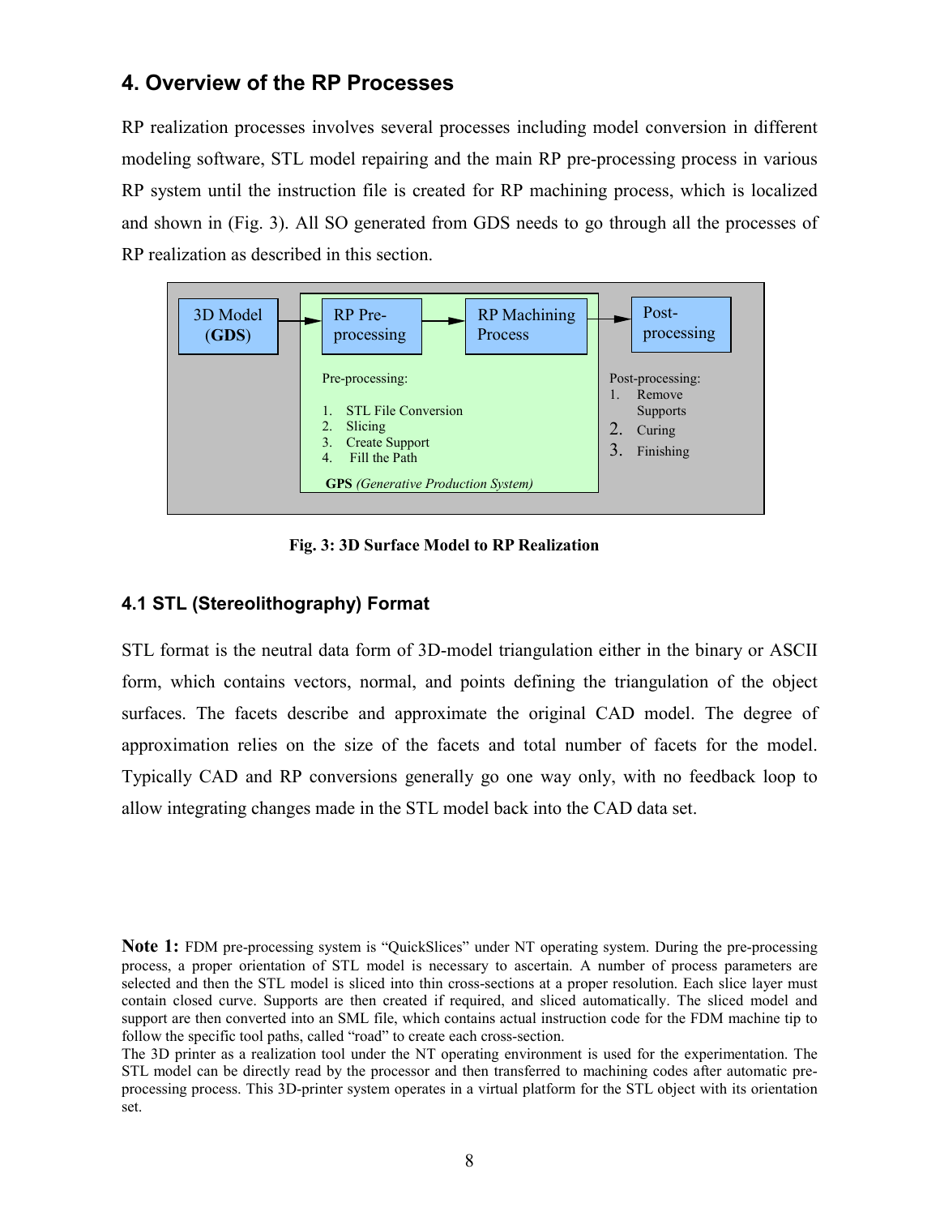## 4. Overview of the RP Processes

RP realization processes involves several processes including model conversion in different modeling software, STL model repairing and the main RP pre-processing process in various RP system until the instruction file is created for RP machining process, which is localized and shown in (Fig. 3). All SO generated from GDS needs to go through all the processes of RP realization as described in this section.

3D Model (**GDS**) → RP Pre-processing → RP Machining Process → Post-processing

Pre-processing:

1. STL File Conversion
2. Slicing
3. Create Support
4. Fill the Path

**GPS** *(Generative Production System)*

Post-processing:

1. Remove Supports
2. Curing
3. Finishing

**Fig. 3: 3D Surface Model to RP Realization**

### 4.1 STL (Stereolithography) Format

STL format is the neutral data form of 3D-model triangulation either in the binary or ASCII form, which contains vectors, normal, and points defining the triangulation of the object surfaces. The facets describe and approximate the original CAD model. The degree of approximation relies on the size of the facets and total number of facets for the model. Typically CAD and RP conversions generally go one way only, with no feedback loop to allow integrating changes made in the STL model back into the CAD data set.

**Note 1:** FDM pre-processing system is "QuickSlices" under NT operating system. During the pre-processing process, a proper orientation of STL model is necessary to ascertain. A number of process parameters are selected and then the STL model is sliced into thin cross-sections at a proper resolution. Each slice layer must contain closed curve. Supports are then created if required, and sliced automatically. The sliced model and support are then converted into an SML file, which contains actual instruction code for the FDM machine tip to follow the specific tool paths, called "road" to create each cross-section.

The 3D printer as a realization tool under the NT operating environment is used for the experimentation. The STL model can be directly read by the processor and then transferred to machining codes after automatic pre-processing process. This 3D-printer system operates in a virtual platform for the STL object with its orientation set.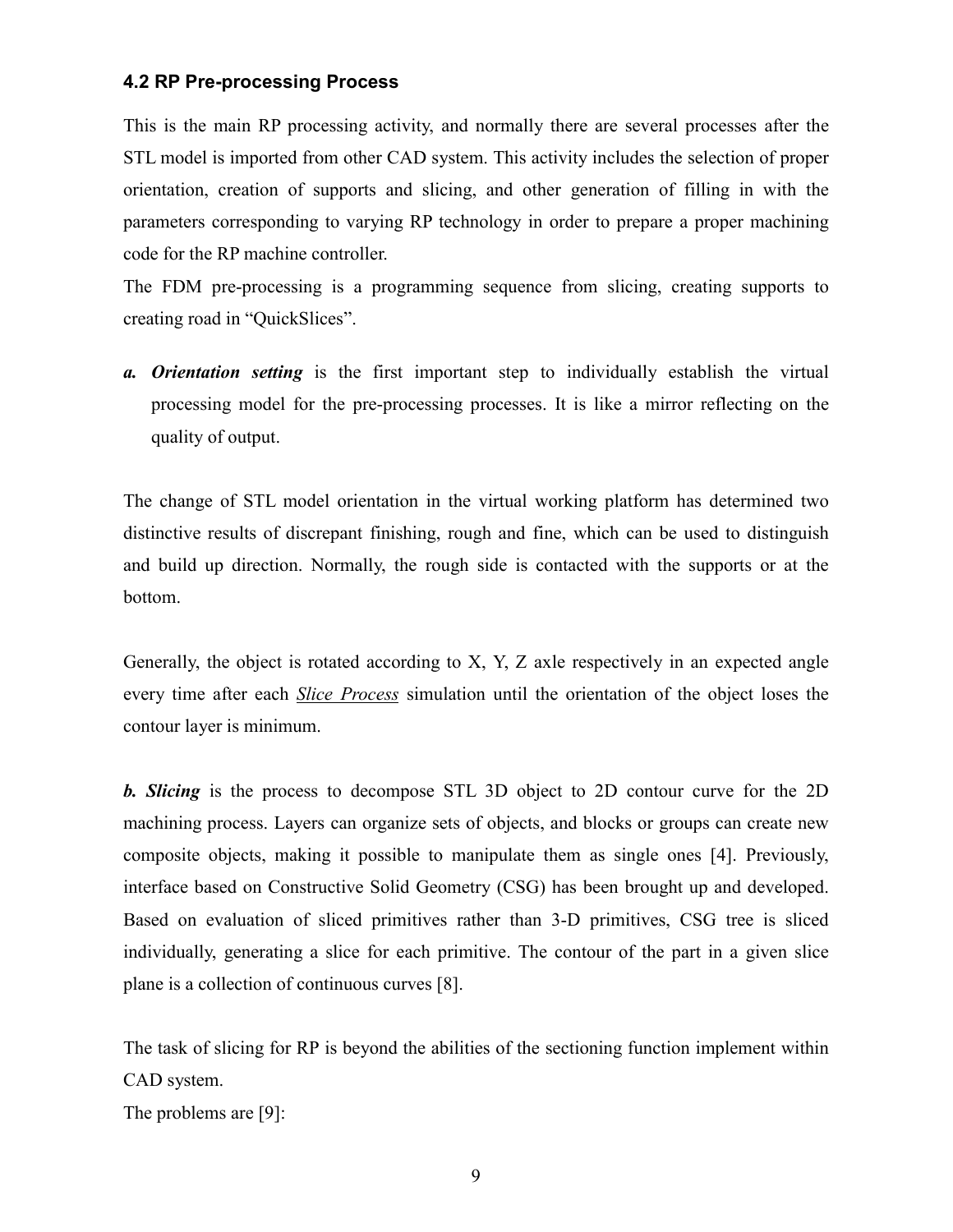### 4.2 RP Pre-processing Process

This is the main RP processing activity, and normally there are several processes after the STL model is imported from other CAD system. This activity includes the selection of proper orientation, creation of supports and slicing, and other generation of filling in with the parameters corresponding to varying RP technology in order to prepare a proper machining code for the RP machine controller.

The FDM pre-processing is a programming sequence from slicing, creating supports to creating road in "QuickSlices".

*a.* ***Orientation setting*** is the first important step to individually establish the virtual processing model for the pre-processing processes. It is like a mirror reflecting on the quality of output.

The change of STL model orientation in the virtual working platform has determined two distinctive results of discrepant finishing, rough and fine, which can be used to distinguish and build up direction. Normally, the rough side is contacted with the supports or at the bottom.

Generally, the object is rotated according to X, Y, Z axle respectively in an expected angle every time after each <u>*Slice Process*</u> simulation until the orientation of the object loses the contour layer is minimum.

***b. Slicing*** is the process to decompose STL 3D object to 2D contour curve for the 2D machining process. Layers can organize sets of objects, and blocks or groups can create new composite objects, making it possible to manipulate them as single ones [4]. Previously, interface based on Constructive Solid Geometry (CSG) has been brought up and developed. Based on evaluation of sliced primitives rather than 3-D primitives, CSG tree is sliced individually, generating a slice for each primitive. The contour of the part in a given slice plane is a collection of continuous curves [8].

The task of slicing for RP is beyond the abilities of the sectioning function implement within CAD system.

The problems are [9]: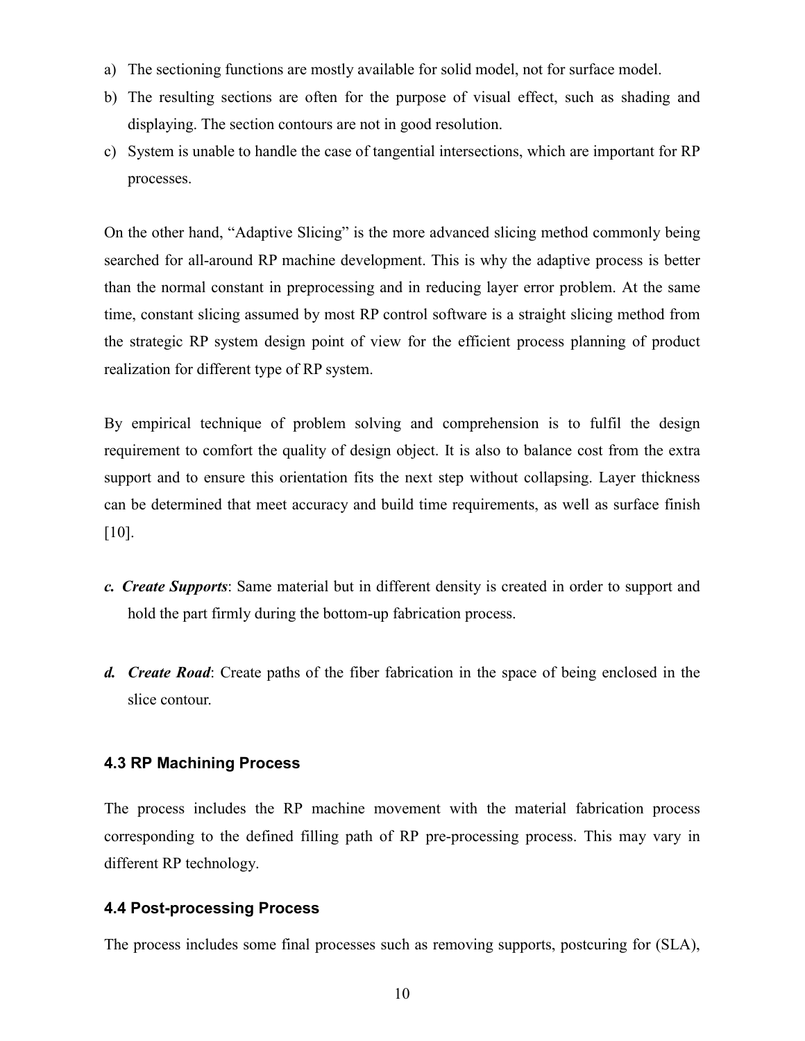a) The sectioning functions are mostly available for solid model, not for surface model.
b) The resulting sections are often for the purpose of visual effect, such as shading and displaying. The section contours are not in good resolution.
c) System is unable to handle the case of tangential intersections, which are important for RP processes.

On the other hand, "Adaptive Slicing" is the more advanced slicing method commonly being searched for all-around RP machine development. This is why the adaptive process is better than the normal constant in preprocessing and in reducing layer error problem. At the same time, constant slicing assumed by most RP control software is a straight slicing method from the strategic RP system design point of view for the efficient process planning of product realization for different type of RP system.

By empirical technique of problem solving and comprehension is to fulfil the design requirement to comfort the quality of design object. It is also to balance cost from the extra support and to ensure this orientation fits the next step without collapsing. Layer thickness can be determined that meet accuracy and build time requirements, as well as surface finish [10].

***c. Create Supports***: Same material but in different density is created in order to support and hold the part firmly during the bottom-up fabrication process.

***d. Create Road***: Create paths of the fiber fabrication in the space of being enclosed in the slice contour.

### 4.3 RP Machining Process

The process includes the RP machine movement with the material fabrication process corresponding to the defined filling path of RP pre-processing process. This may vary in different RP technology.

### 4.4 Post-processing Process

The process includes some final processes such as removing supports, postcuring for (SLA),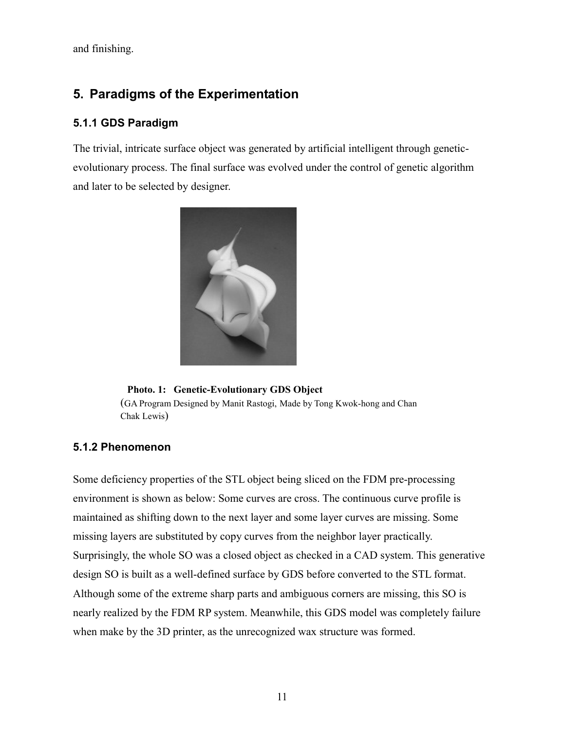and finishing.

## 5. Paradigms of the Experimentation

### 5.1.1 GDS Paradigm

The trivial, intricate surface object was generated by artificial intelligent through genetic-evolutionary process. The final surface was evolved under the control of genetic algorithm and later to be selected by designer.

**Photo. 1: Genetic-Evolutionary GDS Object**
(GA Program Designed by Manit Rastogi, Made by Tong Kwok-hong and Chan Chak Lewis)

### 5.1.2 Phenomenon

Some deficiency properties of the STL object being sliced on the FDM pre-processing environment is shown as below: Some curves are cross. The continuous curve profile is maintained as shifting down to the next layer and some layer curves are missing. Some missing layers are substituted by copy curves from the neighbor layer practically. Surprisingly, the whole SO was a closed object as checked in a CAD system. This generative design SO is built as a well-defined surface by GDS before converted to the STL format. Although some of the extreme sharp parts and ambiguous corners are missing, this SO is nearly realized by the FDM RP system. Meanwhile, this GDS model was completely failure when make by the 3D printer, as the unrecognized wax structure was formed.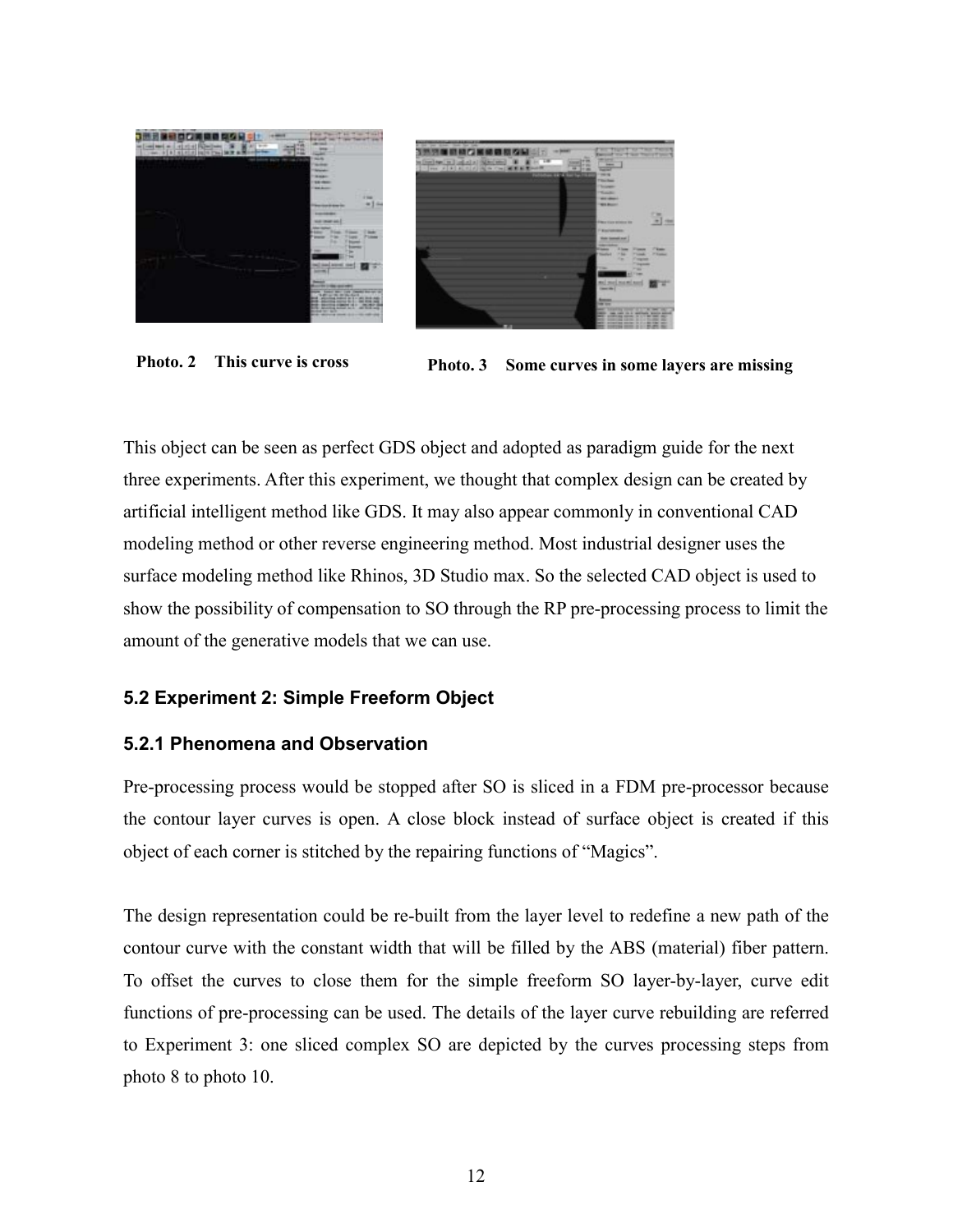Photo. 2 This curve is cross

Photo. 3 Some curves in some layers are missing

This object can be seen as perfect GDS object and adopted as paradigm guide for the next three experiments. After this experiment, we thought that complex design can be created by artificial intelligent method like GDS. It may also appear commonly in conventional CAD modeling method or other reverse engineering method. Most industrial designer uses the surface modeling method like Rhinos, 3D Studio max. So the selected CAD object is used to show the possibility of compensation to SO through the RP pre-processing process to limit the amount of the generative models that we can use.

### 5.2 Experiment 2: Simple Freeform Object

#### 5.2.1 Phenomena and Observation

Pre-processing process would be stopped after SO is sliced in a FDM pre-processor because the contour layer curves is open. A close block instead of surface object is created if this object of each corner is stitched by the repairing functions of "Magics".

The design representation could be re-built from the layer level to redefine a new path of the contour curve with the constant width that will be filled by the ABS (material) fiber pattern. To offset the curves to close them for the simple freeform SO layer-by-layer, curve edit functions of pre-processing can be used. The details of the layer curve rebuilding are referred to Experiment 3: one sliced complex SO are depicted by the curves processing steps from photo 8 to photo 10.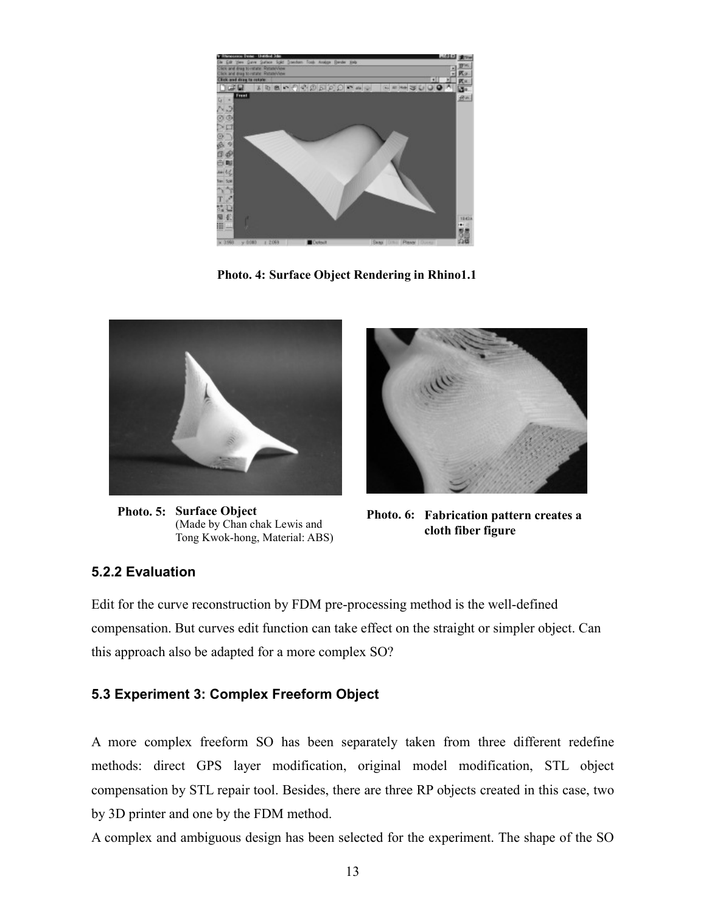**Photo. 4: Surface Object Rendering in Rhino1.1**

**Photo. 5: Surface Object**
(Made by Chan chak Lewis and Tong Kwok-hong, Material: ABS)

**Photo. 6: Fabrication pattern creates a cloth fiber figure**

### 5.2.2 Evaluation

Edit for the curve reconstruction by FDM pre-processing method is the well-defined compensation. But curves edit function can take effect on the straight or simpler object. Can this approach also be adapted for a more complex SO?

### 5.3 Experiment 3: Complex Freeform Object

A more complex freeform SO has been separately taken from three different redefine methods: direct GPS layer modification, original model modification, STL object compensation by STL repair tool. Besides, there are three RP objects created in this case, two by 3D printer and one by the FDM method.

A complex and ambiguous design has been selected for the experiment. The shape of the SO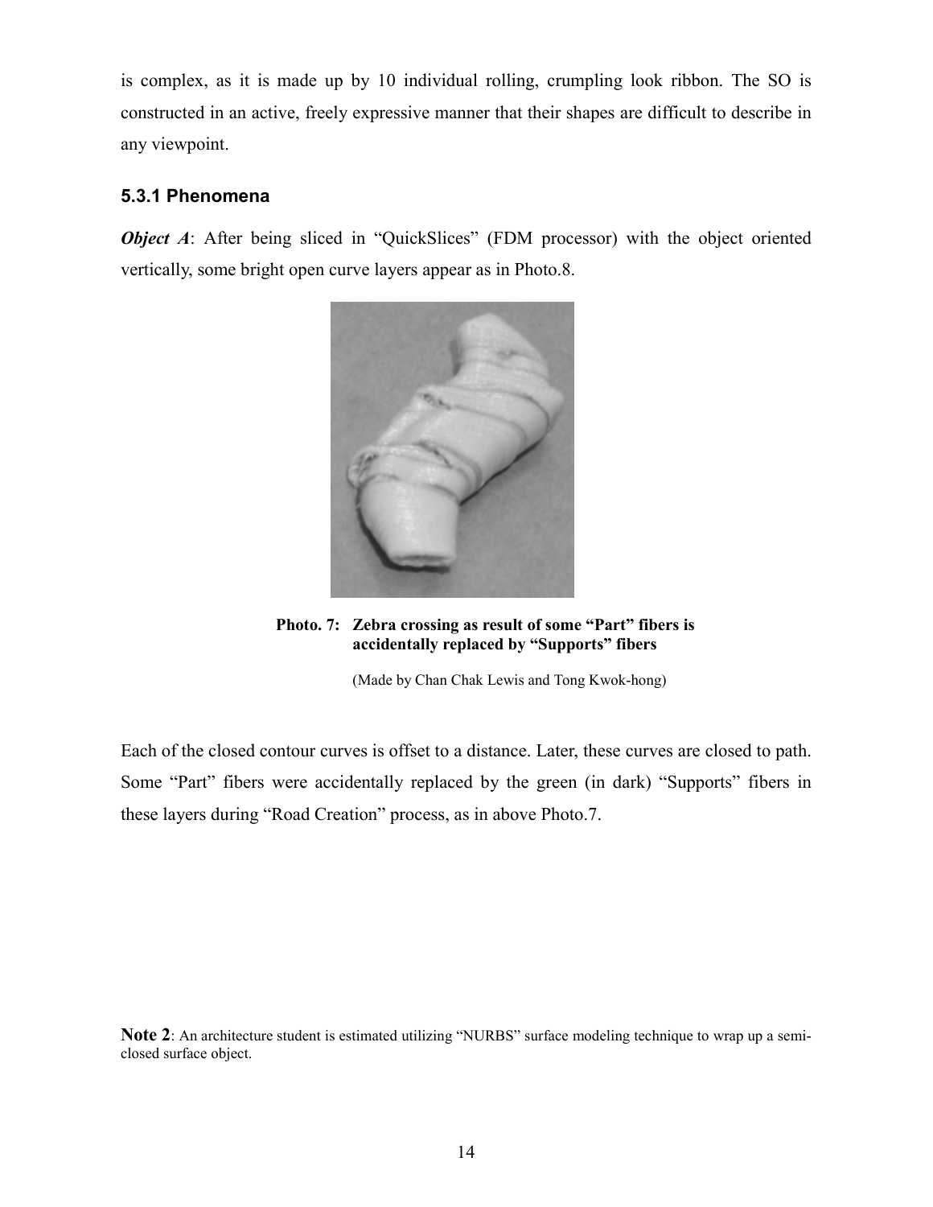is complex, as it is made up by 10 individual rolling, crumpling look ribbon. The SO is constructed in an active, freely expressive manner that their shapes are difficult to describe in any viewpoint.

### 5.3.1 Phenomena

***Object A***: After being sliced in "QuickSlices" (FDM processor) with the object oriented vertically, some bright open curve layers appear as in Photo.8.

**Photo. 7: Zebra crossing as result of some "Part" fibers is accidentally replaced by "Supports" fibers**

(Made by Chan Chak Lewis and Tong Kwok-hong)

Each of the closed contour curves is offset to a distance. Later, these curves are closed to path. Some "Part" fibers were accidentally replaced by the green (in dark) "Supports" fibers in these layers during "Road Creation" process, as in above Photo.7.

**Note 2**: An architecture student is estimated utilizing "NURBS" surface modeling technique to wrap up a semi-closed surface object.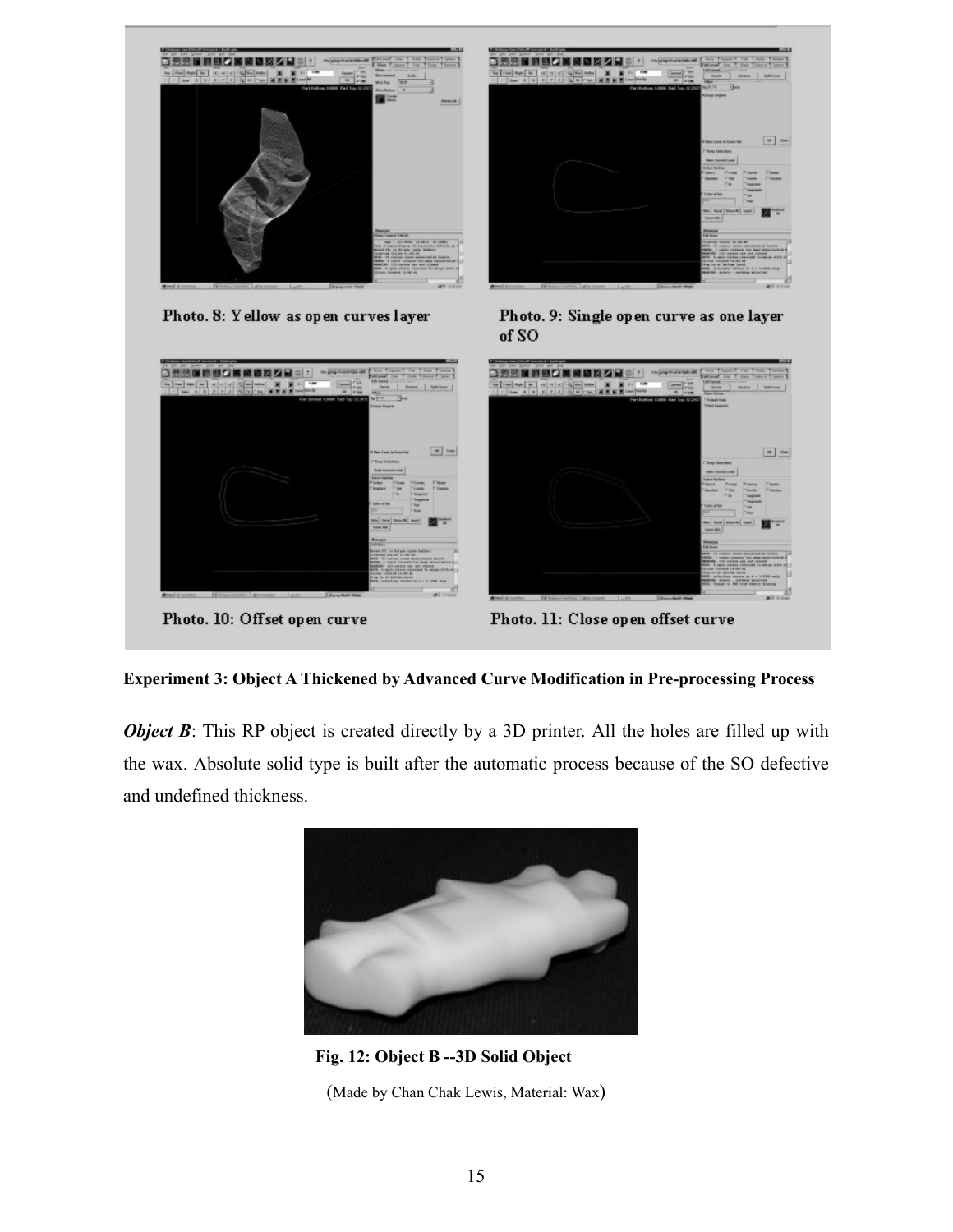Photo. 8: Yellow as open curves layer

Photo. 9: Single open curve as one layer of SO

Photo. 10: Offset open curve

Photo. 11: Close open offset curve

**Experiment 3: Object A Thickened by Advanced Curve Modification in Pre-processing Process**

***Object B***: This RP object is created directly by a 3D printer. All the holes are filled up with the wax. Absolute solid type is built after the automatic process because of the SO defective and undefined thickness.

**Fig. 12: Object B --3D Solid Object**

(Made by Chan Chak Lewis, Material: Wax)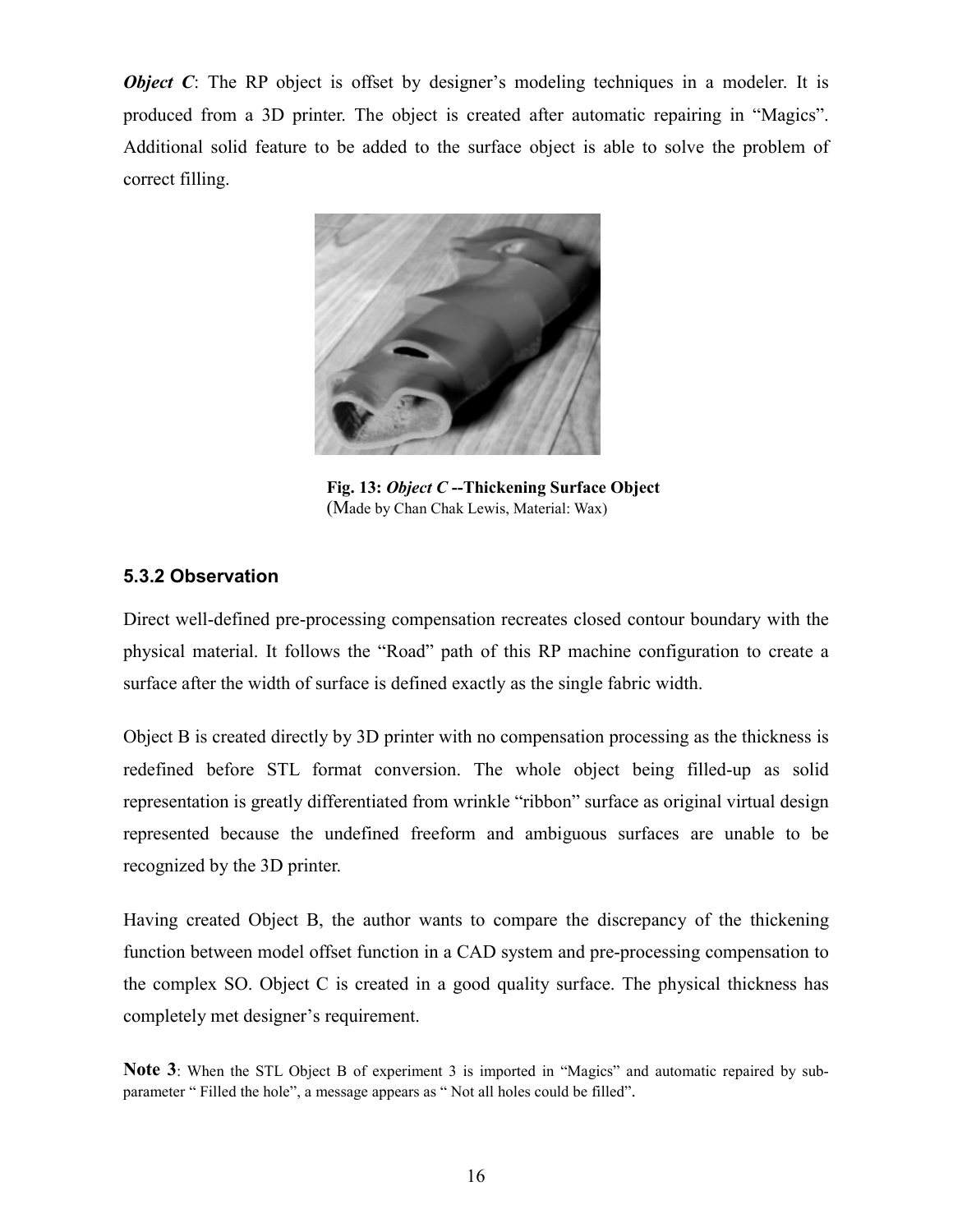***Object C***: The RP object is offset by designer's modeling techniques in a modeler. It is produced from a 3D printer. The object is created after automatic repairing in "Magics". Additional solid feature to be added to the surface object is able to solve the problem of correct filling.

**Fig. 13: *Object C* --Thickening Surface Object**
(Made by Chan Chak Lewis, Material: Wax)

### 5.3.2 Observation

Direct well-defined pre-processing compensation recreates closed contour boundary with the physical material. It follows the "Road" path of this RP machine configuration to create a surface after the width of surface is defined exactly as the single fabric width.

Object B is created directly by 3D printer with no compensation processing as the thickness is redefined before STL format conversion. The whole object being filled-up as solid representation is greatly differentiated from wrinkle "ribbon" surface as original virtual design represented because the undefined freeform and ambiguous surfaces are unable to be recognized by the 3D printer.

Having created Object B, the author wants to compare the discrepancy of the thickening function between model offset function in a CAD system and pre-processing compensation to the complex SO. Object C is created in a good quality surface. The physical thickness has completely met designer's requirement.

**Note 3**: When the STL Object B of experiment 3 is imported in "Magics" and automatic repaired by sub-parameter " Filled the hole", a message appears as " Not all holes could be filled".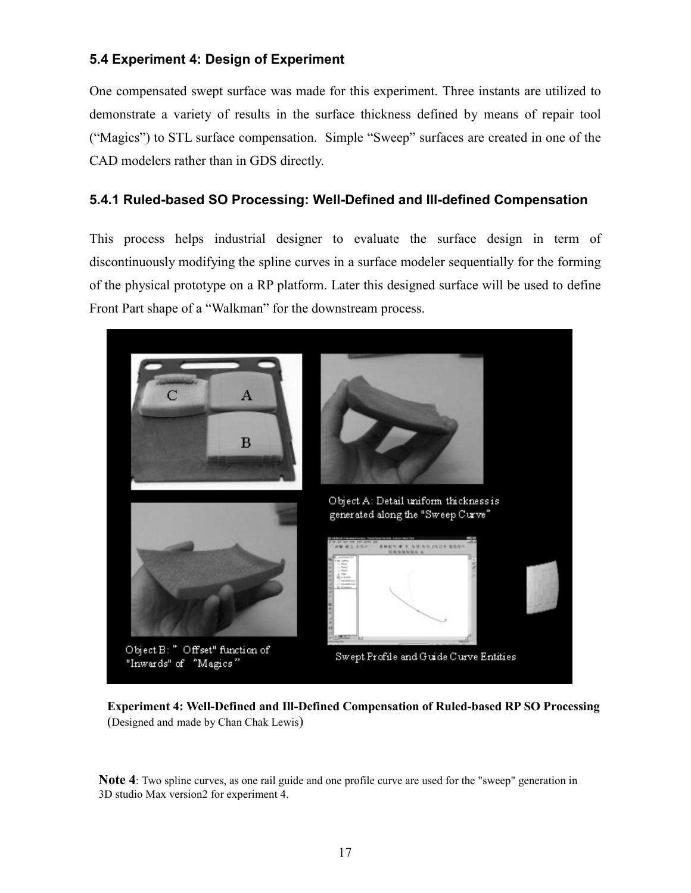### 5.4 Experiment 4: Design of Experiment

One compensated swept surface was made for this experiment. Three instants are utilized to demonstrate a variety of results in the surface thickness defined by means of repair tool ("Magics") to STL surface compensation. Simple "Sweep" surfaces are created in one of the CAD modelers rather than in GDS directly.

### 5.4.1 Ruled-based SO Processing: Well-Defined and Ill-defined Compensation

This process helps industrial designer to evaluate the surface design in term of discontinuously modifying the spline curves in a surface modeler sequentially for the forming of the physical prototype on a RP platform. Later this designed surface will be used to define Front Part shape of a "Walkman" for the downstream process.

**Experiment 4: Well-Defined and Ill-Defined Compensation of Ruled-based RP SO Processing** (Designed and made by Chan Chak Lewis)

**Note 4**: Two spline curves, as one rail guide and one profile curve are used for the "sweep" generation in 3D studio Max version2 for experiment 4.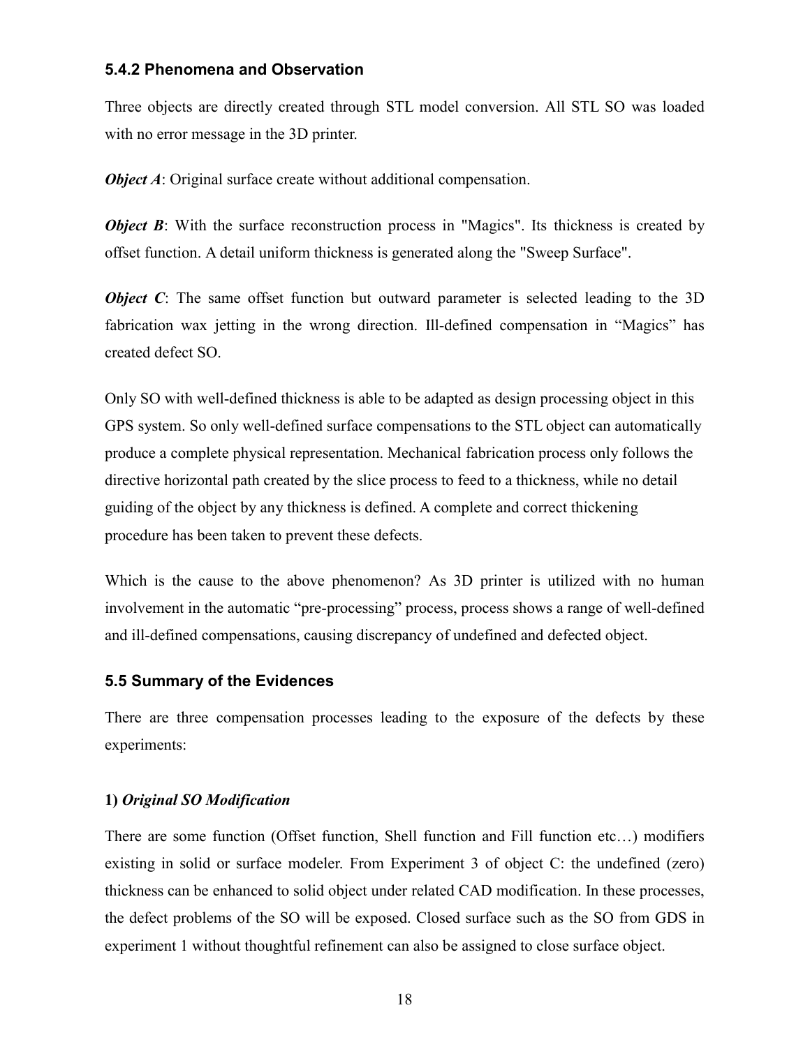### 5.4.2 Phenomena and Observation

Three objects are directly created through STL model conversion. All STL SO was loaded with no error message in the 3D printer.

***Object A***: Original surface create without additional compensation.

***Object B***: With the surface reconstruction process in "Magics". Its thickness is created by offset function. A detail uniform thickness is generated along the "Sweep Surface".

***Object C***: The same offset function but outward parameter is selected leading to the 3D fabrication wax jetting in the wrong direction. Ill-defined compensation in "Magics" has created defect SO.

Only SO with well-defined thickness is able to be adapted as design processing object in this GPS system. So only well-defined surface compensations to the STL object can automatically produce a complete physical representation. Mechanical fabrication process only follows the directive horizontal path created by the slice process to feed to a thickness, while no detail guiding of the object by any thickness is defined. A complete and correct thickening procedure has been taken to prevent these defects.

Which is the cause to the above phenomenon? As 3D printer is utilized with no human involvement in the automatic "pre-processing" process, process shows a range of well-defined and ill-defined compensations, causing discrepancy of undefined and defected object.

### 5.5 Summary of the Evidences

There are three compensation processes leading to the exposure of the defects by these experiments:

**1)** ***Original SO Modification***

There are some function (Offset function, Shell function and Fill function etc…) modifiers existing in solid or surface modeler. From Experiment 3 of object C: the undefined (zero) thickness can be enhanced to solid object under related CAD modification. In these processes, the defect problems of the SO will be exposed. Closed surface such as the SO from GDS in experiment 1 without thoughtful refinement can also be assigned to close surface object.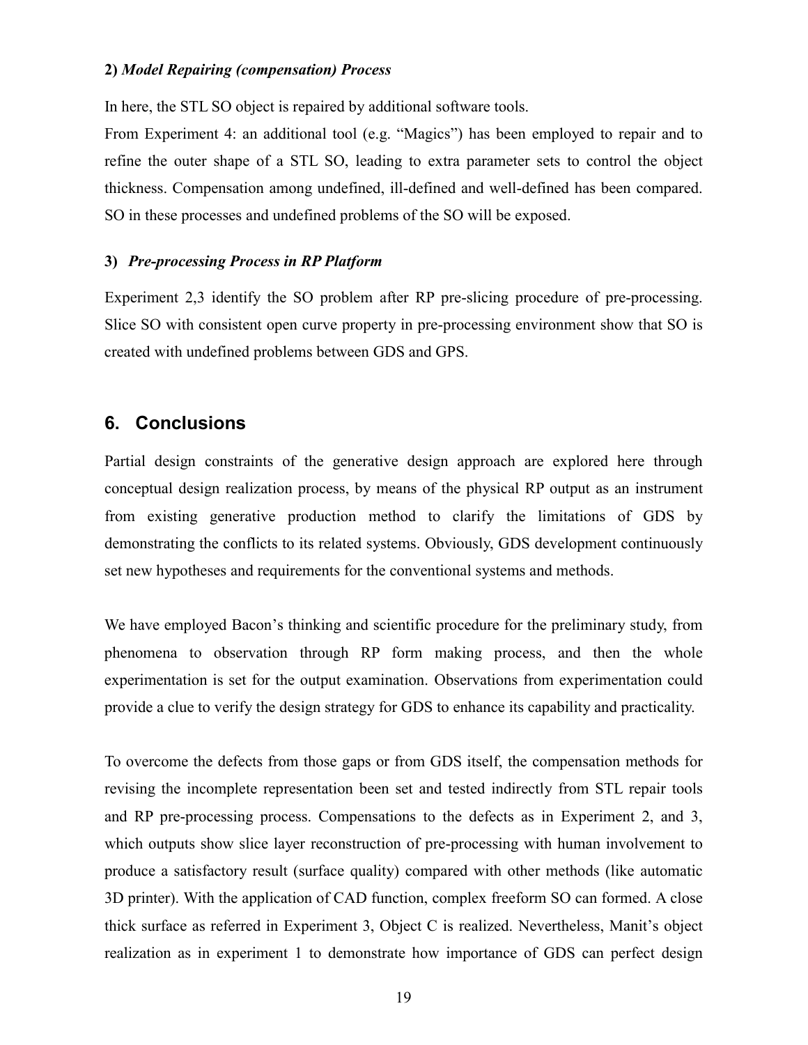**2)** ***Model Repairing (compensation) Process***

In here, the STL SO object is repaired by additional software tools.

From Experiment 4: an additional tool (e.g. "Magics") has been employed to repair and to refine the outer shape of a STL SO, leading to extra parameter sets to control the object thickness. Compensation among undefined, ill-defined and well-defined has been compared. SO in these processes and undefined problems of the SO will be exposed.

**3)** ***Pre-processing Process in RP Platform***

Experiment 2,3 identify the SO problem after RP pre-slicing procedure of pre-processing. Slice SO with consistent open curve property in pre-processing environment show that SO is created with undefined problems between GDS and GPS.

## 6. Conclusions

Partial design constraints of the generative design approach are explored here through conceptual design realization process, by means of the physical RP output as an instrument from existing generative production method to clarify the limitations of GDS by demonstrating the conflicts to its related systems. Obviously, GDS development continuously set new hypotheses and requirements for the conventional systems and methods.

We have employed Bacon's thinking and scientific procedure for the preliminary study, from phenomena to observation through RP form making process, and then the whole experimentation is set for the output examination. Observations from experimentation could provide a clue to verify the design strategy for GDS to enhance its capability and practicality.

To overcome the defects from those gaps or from GDS itself, the compensation methods for revising the incomplete representation been set and tested indirectly from STL repair tools and RP pre-processing process. Compensations to the defects as in Experiment 2, and 3, which outputs show slice layer reconstruction of pre-processing with human involvement to produce a satisfactory result (surface quality) compared with other methods (like automatic 3D printer). With the application of CAD function, complex freeform SO can formed. A close thick surface as referred in Experiment 3, Object C is realized. Nevertheless, Manit's object realization as in experiment 1 to demonstrate how importance of GDS can perfect design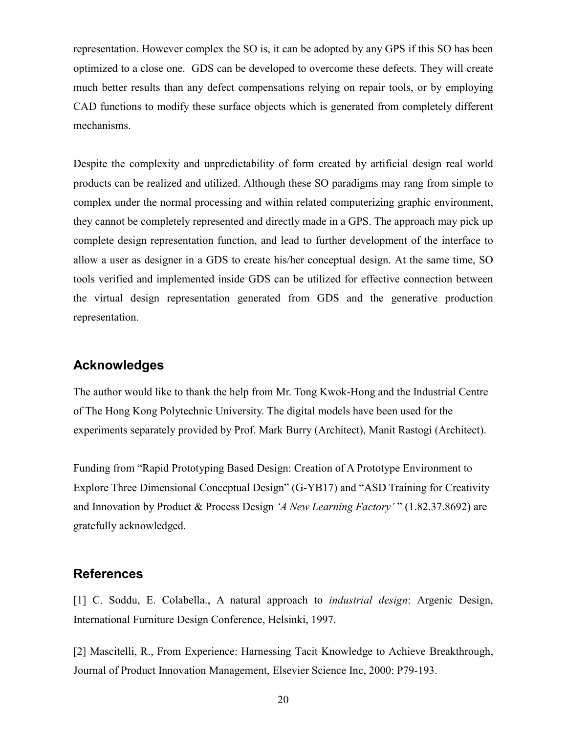representation. However complex the SO is, it can be adopted by any GPS if this SO has been optimized to a close one. GDS can be developed to overcome these defects. They will create much better results than any defect compensations relying on repair tools, or by employing CAD functions to modify these surface objects which is generated from completely different mechanisms.

Despite the complexity and unpredictability of form created by artificial design real world products can be realized and utilized. Although these SO paradigms may rang from simple to complex under the normal processing and within related computerizing graphic environment, they cannot be completely represented and directly made in a GPS. The approach may pick up complete design representation function, and lead to further development of the interface to allow a user as designer in a GDS to create his/her conceptual design. At the same time, SO tools verified and implemented inside GDS can be utilized for effective connection between the virtual design representation generated from GDS and the generative production representation.

## Acknowledges

The author would like to thank the help from Mr. Tong Kwok-Hong and the Industrial Centre of The Hong Kong Polytechnic University. The digital models have been used for the experiments separately provided by Prof. Mark Burry (Architect), Manit Rastogi (Architect).

Funding from "Rapid Prototyping Based Design: Creation of A Prototype Environment to Explore Three Dimensional Conceptual Design" (G-YB17) and "ASD Training for Creativity and Innovation by Product & Process Design *'A New Learning Factory'* " (1.82.37.8692) are gratefully acknowledged.

## References

[1] C. Soddu, E. Colabella., A natural approach to *industrial design*: Argenic Design, International Furniture Design Conference, Helsinki, 1997.

[2] Mascitelli, R., From Experience: Harnessing Tacit Knowledge to Achieve Breakthrough, Journal of Product Innovation Management, Elsevier Science Inc, 2000: P79-193.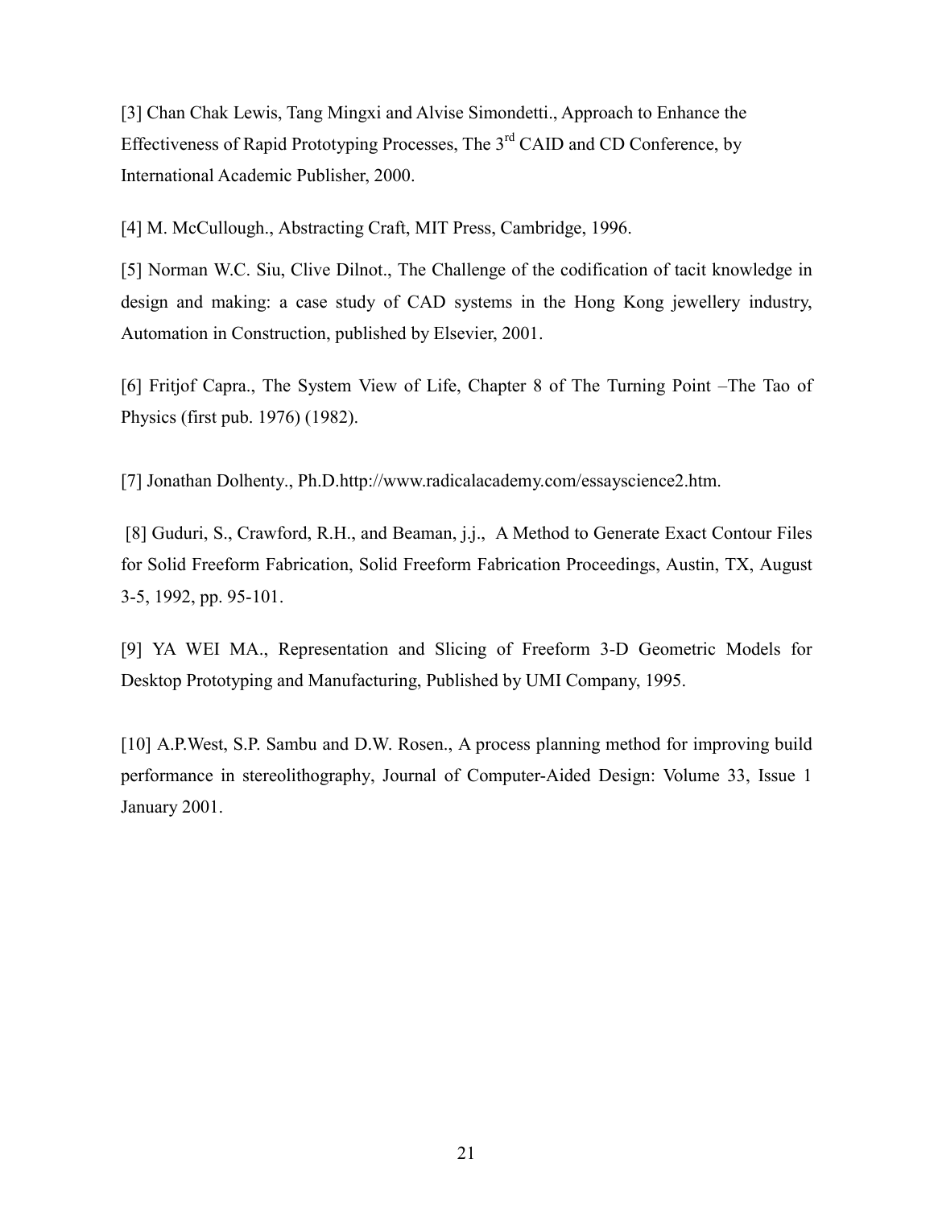[3] Chan Chak Lewis, Tang Mingxi and Alvise Simondetti., Approach to Enhance the Effectiveness of Rapid Prototyping Processes, The 3rd CAID and CD Conference, by International Academic Publisher, 2000.

[4] M. McCullough., Abstracting Craft, MIT Press, Cambridge, 1996.

[5] Norman W.C. Siu, Clive Dilnot., The Challenge of the codification of tacit knowledge in design and making: a case study of CAD systems in the Hong Kong jewellery industry, Automation in Construction, published by Elsevier, 2001.

[6] Fritjof Capra., The System View of Life, Chapter 8 of The Turning Point –The Tao of Physics (first pub. 1976) (1982).

[7] Jonathan Dolhenty., Ph.D.http://www.radicalacademy.com/essayscience2.htm.

[8] Guduri, S., Crawford, R.H., and Beaman, j.j., A Method to Generate Exact Contour Files for Solid Freeform Fabrication, Solid Freeform Fabrication Proceedings, Austin, TX, August 3-5, 1992, pp. 95-101.

[9] YA WEI MA., Representation and Slicing of Freeform 3-D Geometric Models for Desktop Prototyping and Manufacturing, Published by UMI Company, 1995.

[10] A.P.West, S.P. Sambu and D.W. Rosen., A process planning method for improving build performance in stereolithography, Journal of Computer-Aided Design: Volume 33, Issue 1 January 2001.